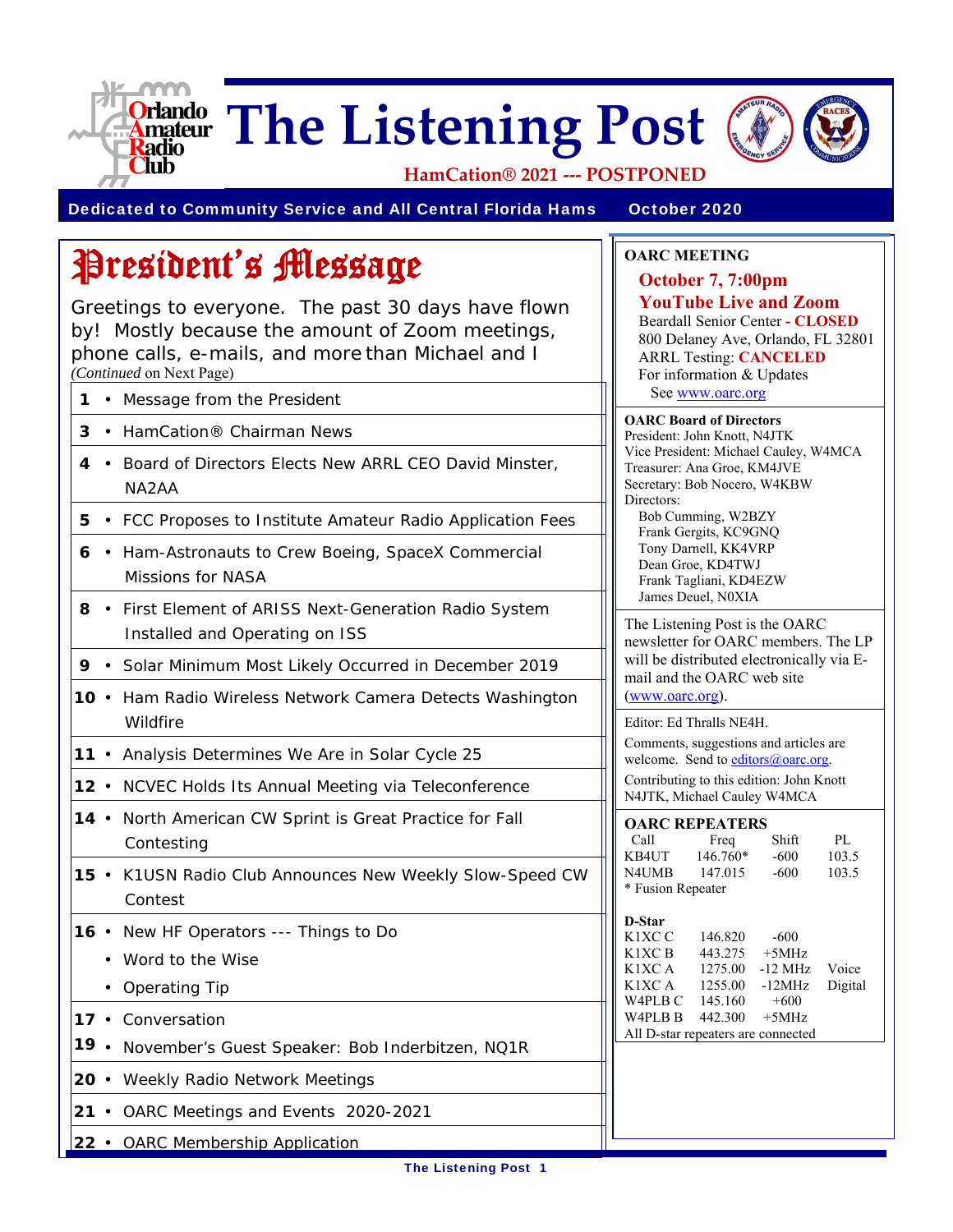# The Listening Post

**Orlando Amateur Radio Club**

**HamCation® 2021 --- POSTPONED**

**Dedicated to Community Service and All Central Florida Hams** — **October 2020**

## President's Message

Greetings to everyone. The past 30 days have flown by! Mostly because the amount of Zoom meetings, phone calls, e-mails, and more than Michael and I

*(Continued* on Next Page)

- **1** • Message from the President
- **3** • HamCation® Chairman News
- **4** • Board of Directors Elects New ARRL CEO David Minster, NA2AA
- **5** • FCC Proposes to Institute Amateur Radio Application Fees
- **6** • Ham-Astronauts to Crew Boeing, SpaceX Commercial Missions for NASA
- **8** • First Element of ARISS Next-Generation Radio System Installed and Operating on ISS
- **9** • Solar Minimum Most Likely Occurred in December 2019
- **10** • Ham Radio Wireless Network Camera Detects Washington Wildfire
- **11** • Analysis Determines We Are in Solar Cycle 25
- **12** • NCVEC Holds Its Annual Meeting via Teleconference
- **14** • North American CW Sprint is Great Practice for Fall Contesting
- **15** • K1USN Radio Club Announces New Weekly Slow-Speed CW Contest
- **16** • New HF Operators --- Things to Do
  - Word to the Wise
  - Operating Tip
- **17** • Conversation
- **19** • November's Guest Speaker: Bob Inderbitzen, NQ1R
- **20** • Weekly Radio Network Meetings
- **21** • OARC Meetings and Events 2020-2021
- **22** • OARC Membership Application

---

### OARC MEETING

**October 7, 7:00pm**
**YouTube Live and Zoom**
Beardall Senior Center **- CLOSED**
800 Delaney Ave, Orlando, FL 32801
ARRL Testing: **CANCELED**
For information & Updates
See www.oarc.org

### OARC Board of Directors

President: John Knott, N4JTK
Vice President: Michael Cauley, W4MCA
Treasurer: Ana Groe, KM4JVE
Secretary: Bob Nocero, W4KBW
Directors:
Bob Cumming, W2BZY
Frank Gergits, KC9GNQ
Tony Darnell, KK4VRP
Dean Groe, KD4TWJ
Frank Tagliani, KD4EZW
James Deuel, N0XIA

The Listening Post is the OARC newsletter for OARC members. The LP will be distributed electronically via E-mail and the OARC web site (www.oarc.org).

Editor: Ed Thralls NE4H.

Comments, suggestions and articles are welcome. Send to editors@oarc.org.

Contributing to this edition: John Knott N4JTK, Michael Cauley W4MCA

### OARC REPEATERS

| Call | Freq | Shift | PL |
|---|---|---|---|
| KB4UT | 146.760* | -600 | 103.5 |
| N4UMB | 147.015 | -600 | 103.5 |

\* Fusion Repeater

### D-Star

| | | | |
|---|---|---|---|
| K1XC C | 146.820 | -600 | |
| K1XC B | 443.275 | +5MHz | |
| K1XC A | 1275.00 | -12 MHz | Voice |
| K1XC A | 1255.00 | -12MHz | Digital |
| W4PLB C | 145.160 | +600 | |
| W4PLB B | 442.300 | +5MHz | |

All D-star repeaters are connected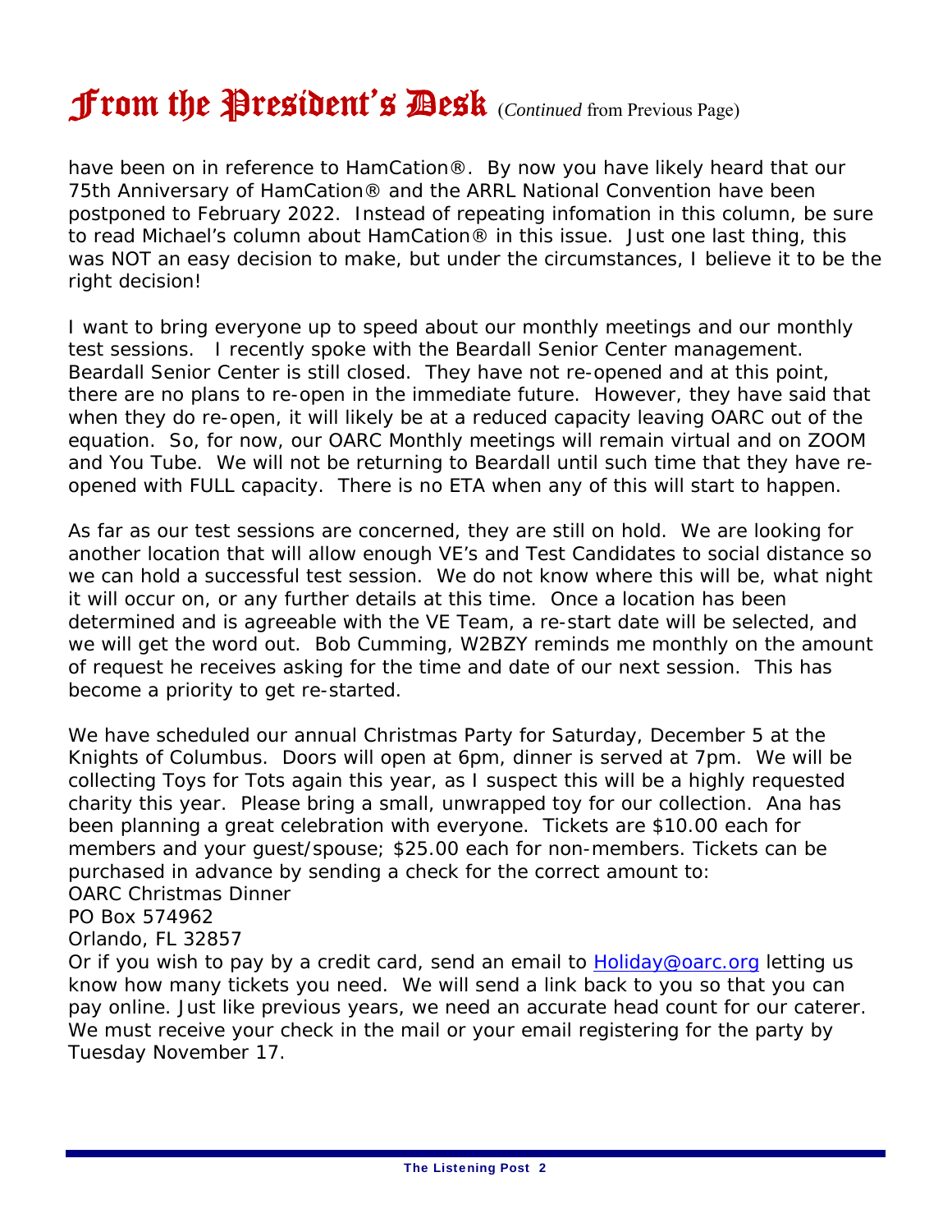# From the President's Desk (*Continued* from Previous Page)

have been on in reference to HamCation®. By now you have likely heard that our 75th Anniversary of HamCation® and the ARRL National Convention have been postponed to February 2022. Instead of repeating infomation in this column, be sure to read Michael's column about HamCation® in this issue. Just one last thing, this was NOT an easy decision to make, but under the circumstances, I believe it to be the right decision!

I want to bring everyone up to speed about our monthly meetings and our monthly test sessions. I recently spoke with the Beardall Senior Center management. Beardall Senior Center is still closed. They have not re-opened and at this point, there are no plans to re-open in the immediate future. However, they have said that when they do re-open, it will likely be at a reduced capacity leaving OARC out of the equation. So, for now, our OARC Monthly meetings will remain virtual and on ZOOM and You Tube. We will not be returning to Beardall until such time that they have re-opened with FULL capacity. There is no ETA when any of this will start to happen.

As far as our test sessions are concerned, they are still on hold. We are looking for another location that will allow enough VE's and Test Candidates to social distance so we can hold a successful test session. We do not know where this will be, what night it will occur on, or any further details at this time. Once a location has been determined and is agreeable with the VE Team, a re-start date will be selected, and we will get the word out. Bob Cumming, W2BZY reminds me monthly on the amount of request he receives asking for the time and date of our next session. This has become a priority to get re-started.

We have scheduled our annual Christmas Party for Saturday, December 5 at the Knights of Columbus. Doors will open at 6pm, dinner is served at 7pm. We will be collecting Toys for Tots again this year, as I suspect this will be a highly requested charity this year. Please bring a small, unwrapped toy for our collection. Ana has been planning a great celebration with everyone. Tickets are $10.00 each for members and your guest/spouse; $25.00 each for non-members. Tickets can be purchased in advance by sending a check for the correct amount to:

OARC Christmas Dinner
PO Box 574962
Orlando, FL 32857

Or if you wish to pay by a credit card, send an email to Holiday@oarc.org letting us know how many tickets you need. We will send a link back to you so that you can pay online. Just like previous years, we need an accurate head count for our caterer. We must receive your check in the mail or your email registering for the party by Tuesday November 17.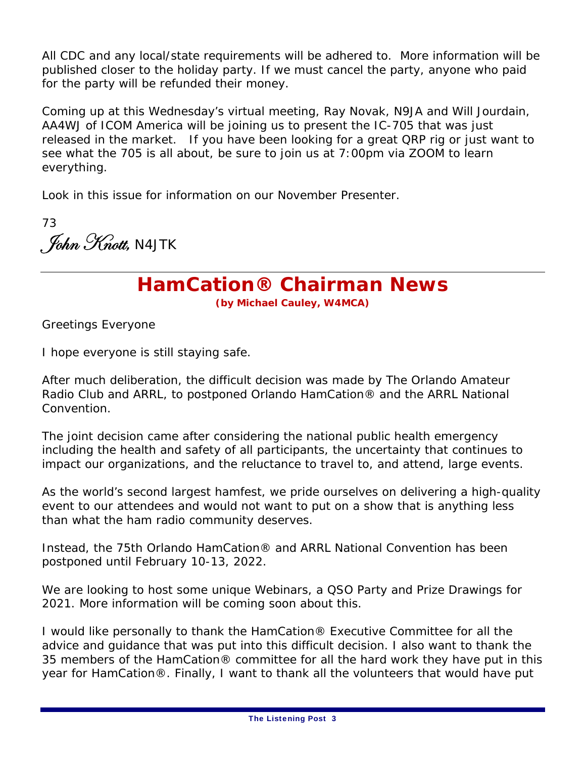All CDC and any local/state requirements will be adhered to. More information will be published closer to the holiday party. If we must cancel the party, anyone who paid for the party will be refunded their money.

Coming up at this Wednesday's virtual meeting, Ray Novak, N9JA and Will Jourdain, AA4WJ of ICOM America will be joining us to present the IC-705 that was just released in the market. If you have been looking for a great QRP rig or just want to see what the 705 is all about, be sure to join us at 7:00pm via ZOOM to learn everything.

Look in this issue for information on our November Presenter.

73

*John Knott,* N4JTK

## HamCation® Chairman News

**(by Michael Cauley, W4MCA)**

Greetings Everyone

I hope everyone is still staying safe.

After much deliberation, the difficult decision was made by The Orlando Amateur Radio Club and ARRL, to postponed Orlando HamCation® and the ARRL National Convention.

The joint decision came after considering the national public health emergency including the health and safety of all participants, the uncertainty that continues to impact our organizations, and the reluctance to travel to, and attend, large events.

As the world's second largest hamfest, we pride ourselves on delivering a high-quality event to our attendees and would not want to put on a show that is anything less than what the ham radio community deserves.

Instead, the 75th Orlando HamCation® and ARRL National Convention has been postponed until February 10-13, 2022.

We are looking to host some unique Webinars, a QSO Party and Prize Drawings for 2021. More information will be coming soon about this.

I would like personally to thank the HamCation® Executive Committee for all the advice and guidance that was put into this difficult decision. I also want to thank the 35 members of the HamCation® committee for all the hard work they have put in this year for HamCation®. Finally, I want to thank all the volunteers that would have put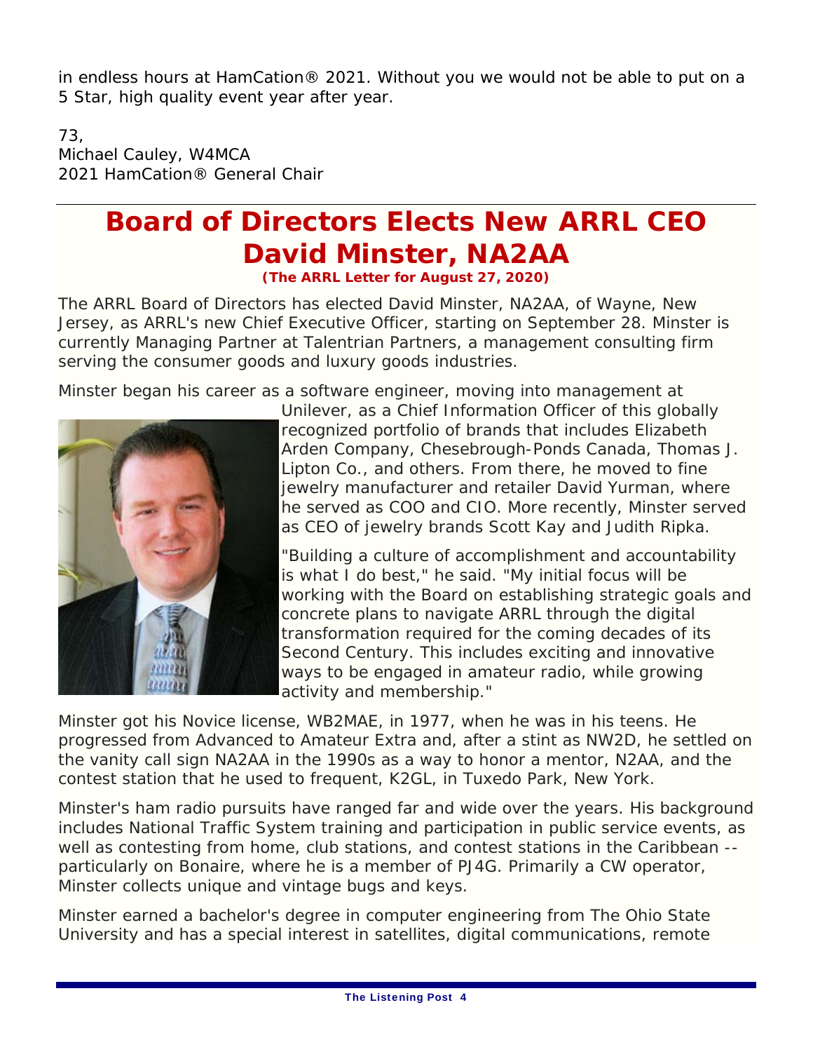in endless hours at HamCation® 2021. Without you we would not be able to put on a 5 Star, high quality event year after year.

73,
Michael Cauley, W4MCA
2021 HamCation® General Chair

# Board of Directors Elects New ARRL CEO David Minster, NA2AA

**(The ARRL Letter for August 27, 2020)**

The ARRL Board of Directors has elected David Minster, NA2AA, of Wayne, New Jersey, as ARRL's new Chief Executive Officer, starting on September 28. Minster is currently Managing Partner at Talentrian Partners, a management consulting firm serving the consumer goods and luxury goods industries.

Minster began his career as a software engineer, moving into management at Unilever, as a Chief Information Officer of this globally recognized portfolio of brands that includes Elizabeth Arden Company, Chesebrough-Ponds Canada, Thomas J. Lipton Co., and others. From there, he moved to fine jewelry manufacturer and retailer David Yurman, where he served as COO and CIO. More recently, Minster served as CEO of jewelry brands Scott Kay and Judith Ripka.

"Building a culture of accomplishment and accountability is what I do best," he said. "My initial focus will be working with the Board on establishing strategic goals and concrete plans to navigate ARRL through the digital transformation required for the coming decades of its Second Century. This includes exciting and innovative ways to be engaged in amateur radio, while growing activity and membership."

Minster got his Novice license, WB2MAE, in 1977, when he was in his teens. He progressed from Advanced to Amateur Extra and, after a stint as NW2D, he settled on the vanity call sign NA2AA in the 1990s as a way to honor a mentor, N2AA, and the contest station that he used to frequent, K2GL, in Tuxedo Park, New York.

Minster's ham radio pursuits have ranged far and wide over the years. His background includes National Traffic System training and participation in public service events, as well as contesting from home, club stations, and contest stations in the Caribbean -- particularly on Bonaire, where he is a member of PJ4G. Primarily a CW operator, Minster collects unique and vintage bugs and keys.

Minster earned a bachelor's degree in computer engineering from The Ohio State University and has a special interest in satellites, digital communications, remote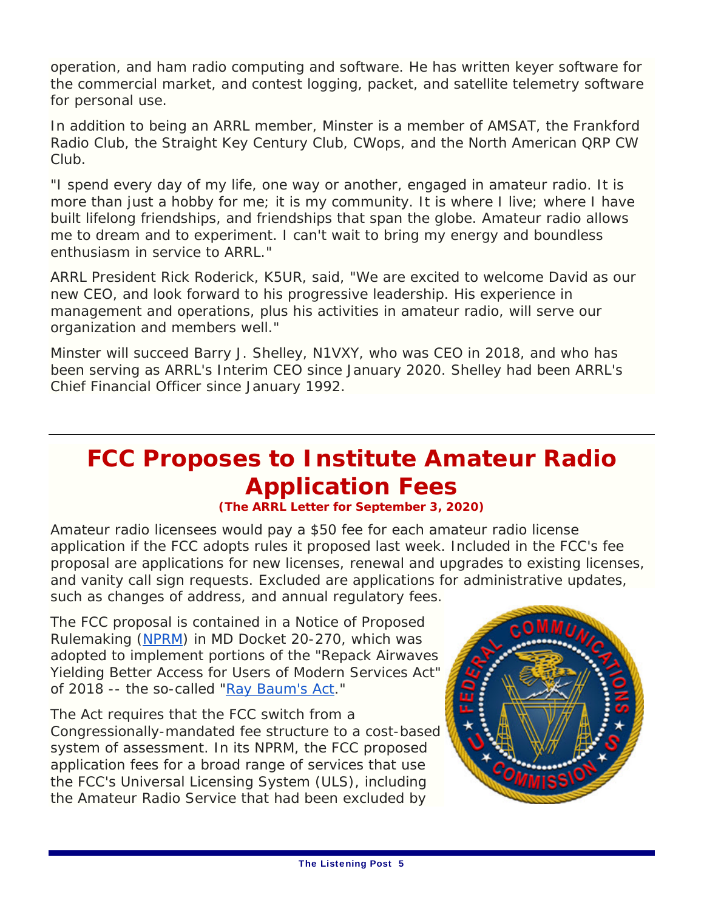operation, and ham radio computing and software. He has written keyer software for the commercial market, and contest logging, packet, and satellite telemetry software for personal use.

In addition to being an ARRL member, Minster is a member of AMSAT, the Frankford Radio Club, the Straight Key Century Club, CWops, and the North American QRP CW Club.

"I spend every day of my life, one way or another, engaged in amateur radio. It is more than just a hobby for me; it is my community. It is where I live; where I have built lifelong friendships, and friendships that span the globe. Amateur radio allows me to dream and to experiment. I can't wait to bring my energy and boundless enthusiasm in service to ARRL."

ARRL President Rick Roderick, K5UR, said, "We are excited to welcome David as our new CEO, and look forward to his progressive leadership. His experience in management and operations, plus his activities in amateur radio, will serve our organization and members well."

Minster will succeed Barry J. Shelley, N1VXY, who was CEO in 2018, and who has been serving as ARRL's Interim CEO since January 2020. Shelley had been ARRL's Chief Financial Officer since January 1992.

---

# FCC Proposes to Institute Amateur Radio Application Fees

***(The ARRL Letter for September 3, 2020)***

Amateur radio licensees would pay a $50 fee for each amateur radio license application if the FCC adopts rules it proposed last week. Included in the FCC's fee proposal are applications for new licenses, renewal and upgrades to existing licenses, and vanity call sign requests. Excluded are applications for administrative updates, such as changes of address, and annual regulatory fees.

The FCC proposal is contained in a Notice of Proposed Rulemaking (NPRM) in MD Docket 20-270, which was adopted to implement portions of the "Repack Airwaves Yielding Better Access for Users of Modern Services Act" of 2018 -- the so-called "Ray Baum's Act."

The Act requires that the FCC switch from a Congressionally-mandated fee structure to a cost-based system of assessment. In its NPRM, the FCC proposed application fees for a broad range of services that use the FCC's Universal Licensing System (ULS), including the Amateur Radio Service that had been excluded by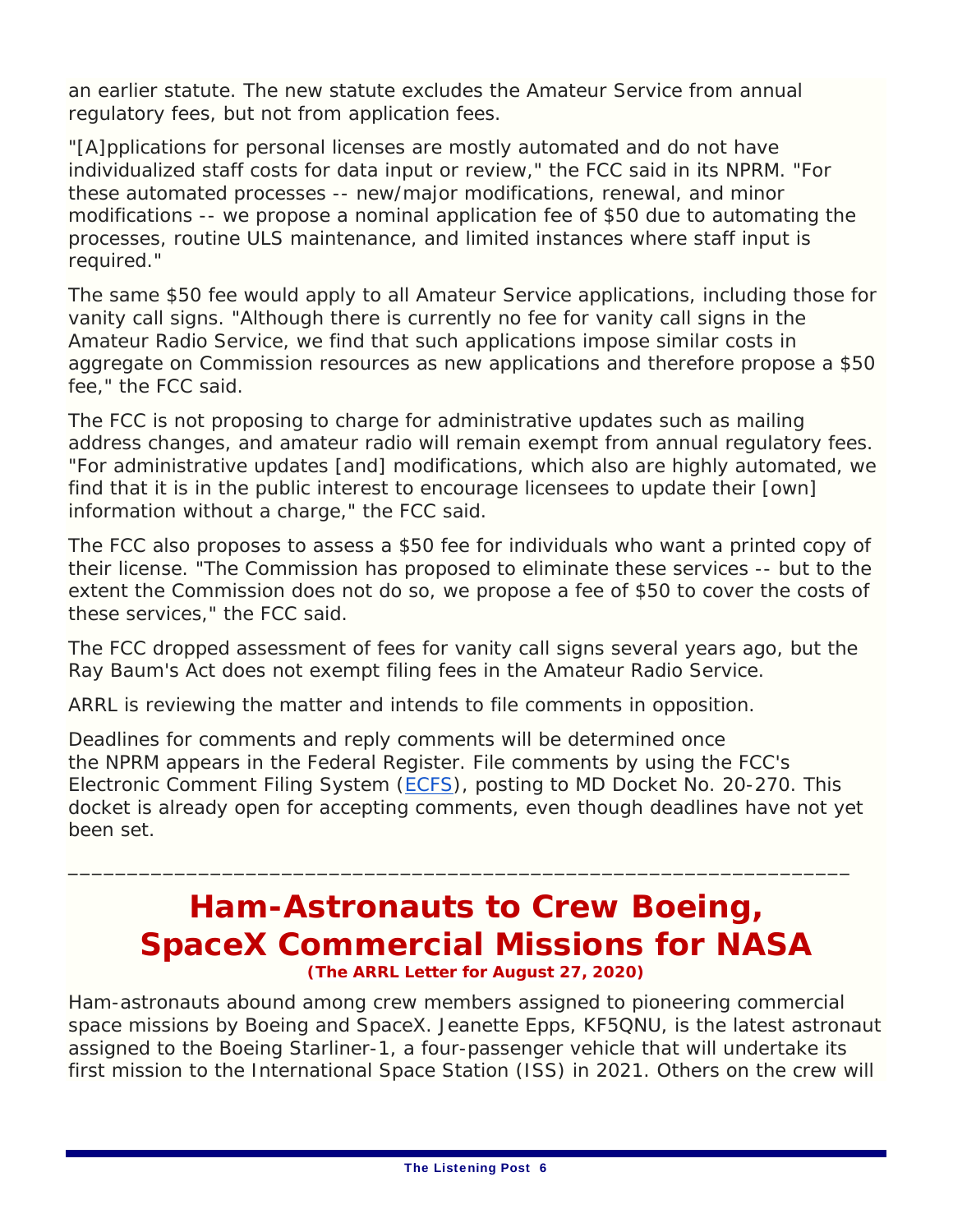an earlier statute. The new statute excludes the Amateur Service from annual regulatory fees, but not from application fees.

"[A]pplications for personal licenses are mostly automated and do not have individualized staff costs for data input or review," the FCC said in its NPRM. "For these automated processes -- new/major modifications, renewal, and minor modifications -- we propose a nominal application fee of $50 due to automating the processes, routine ULS maintenance, and limited instances where staff input is required."

The same $50 fee would apply to all Amateur Service applications, including those for vanity call signs. "Although there is currently no fee for vanity call signs in the Amateur Radio Service, we find that such applications impose similar costs in aggregate on Commission resources as new applications and therefore propose a $50 fee," the FCC said.

The FCC is not proposing to charge for administrative updates such as mailing address changes, and amateur radio will remain exempt from annual regulatory fees. "For administrative updates [and] modifications, which also are highly automated, we find that it is in the public interest to encourage licensees to update their [own] information without a charge," the FCC said.

The FCC also proposes to assess a $50 fee for individuals who want a printed copy of their license. "The Commission has proposed to eliminate these services -- but to the extent the Commission does not do so, we propose a fee of $50 to cover the costs of these services," the FCC said.

The FCC dropped assessment of fees for vanity call signs several years ago, but the Ray Baum's Act does not exempt filing fees in the Amateur Radio Service.

ARRL is reviewing the matter and intends to file comments in opposition.

Deadlines for comments and reply comments will be determined once the NPRM appears in the Federal Register. File comments by using the FCC's Electronic Comment Filing System (ECFS), posting to MD Docket No. 20-270. This docket is already open for accepting comments, even though deadlines have not yet been set.

---

# Ham-Astronauts to Crew Boeing, SpaceX Commercial Missions for NASA

**(The ARRL Letter for August 27, 2020)**

Ham-astronauts abound among crew members assigned to pioneering commercial space missions by Boeing and SpaceX. Jeanette Epps, KF5QNU, is the latest astronaut assigned to the Boeing Starliner-1, a four-passenger vehicle that will undertake its first mission to the International Space Station (ISS) in 2021. Others on the crew will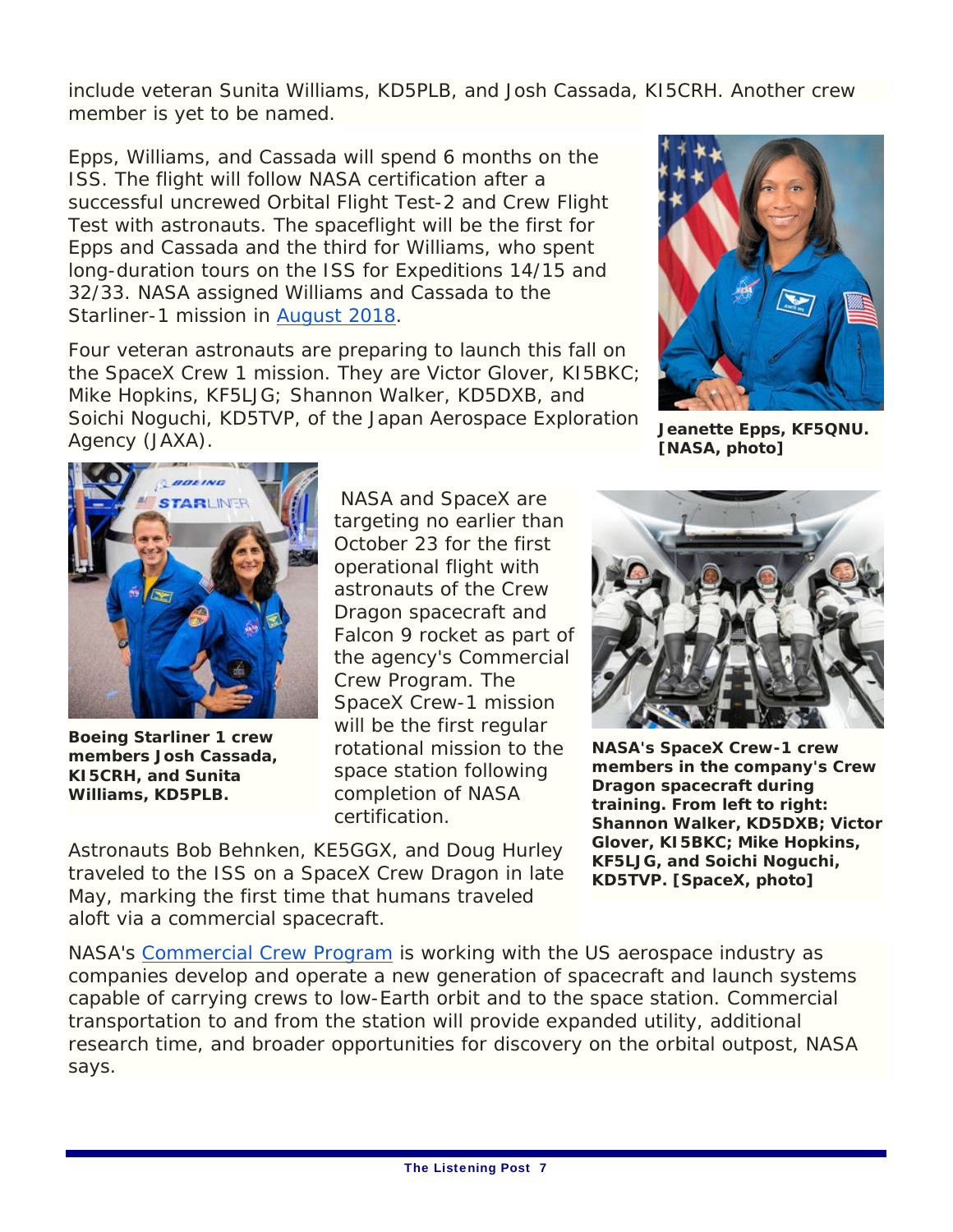include veteran Sunita Williams, KD5PLB, and Josh Cassada, KI5CRH. Another crew member is yet to be named.

Epps, Williams, and Cassada will spend 6 months on the ISS. The flight will follow NASA certification after a successful uncrewed Orbital Flight Test-2 and Crew Flight Test with astronauts. The spaceflight will be the first for Epps and Cassada and the third for Williams, who spent long-duration tours on the ISS for Expeditions 14/15 and 32/33. NASA assigned Williams and Cassada to the Starliner-1 mission in August 2018.

**Jeanette Epps, KF5QNU. [NASA, photo]**

Four veteran astronauts are preparing to launch this fall on the SpaceX Crew 1 mission. They are Victor Glover, KI5BKC; Mike Hopkins, KF5LJG; Shannon Walker, KD5DXB, and Soichi Noguchi, KD5TVP, of the Japan Aerospace Exploration Agency (JAXA).

**Boeing Starliner 1 crew members Josh Cassada, KI5CRH, and Sunita Williams, KD5PLB.**

NASA and SpaceX are targeting no earlier than October 23 for the first operational flight with astronauts of the Crew Dragon spacecraft and Falcon 9 rocket as part of the agency's Commercial Crew Program. The SpaceX Crew-1 mission will be the first regular rotational mission to the space station following completion of NASA certification.

**NASA's SpaceX Crew-1 crew members in the company's Crew Dragon spacecraft during training. From left to right: Shannon Walker, KD5DXB; Victor Glover, KI5BKC; Mike Hopkins, KF5LJG, and Soichi Noguchi, KD5TVP. [SpaceX, photo]**

Astronauts Bob Behnken, KE5GGX, and Doug Hurley traveled to the ISS on a SpaceX Crew Dragon in late May, marking the first time that humans traveled aloft via a commercial spacecraft.

NASA's Commercial Crew Program is working with the US aerospace industry as companies develop and operate a new generation of spacecraft and launch systems capable of carrying crews to low-Earth orbit and to the space station. Commercial transportation to and from the station will provide expanded utility, additional research time, and broader opportunities for discovery on the orbital outpost, NASA says.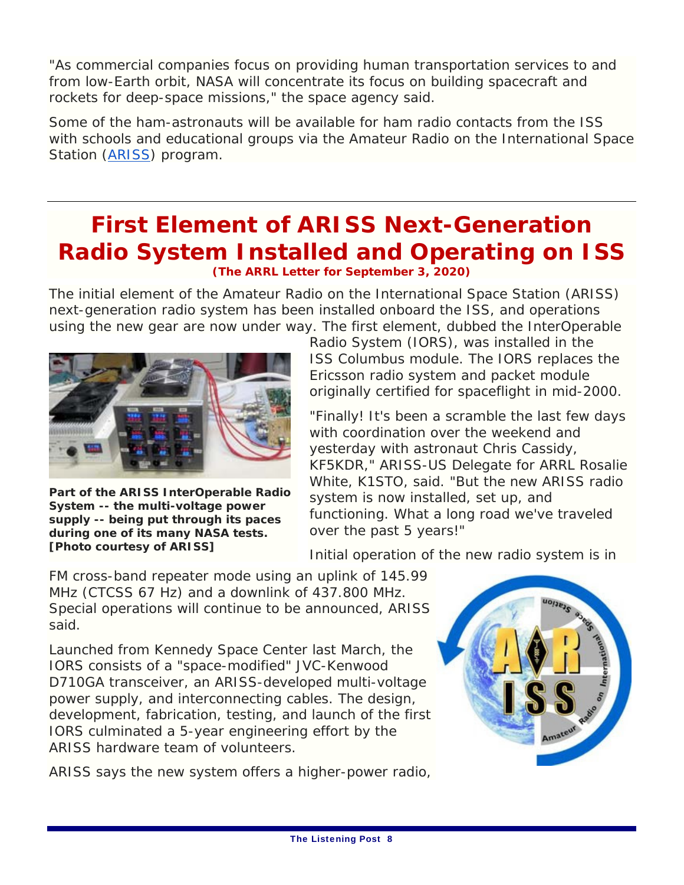"As commercial companies focus on providing human transportation services to and from low-Earth orbit, NASA will concentrate its focus on building spacecraft and rockets for deep-space missions," the space agency said.

Some of the ham-astronauts will be available for ham radio contacts from the ISS with schools and educational groups via the Amateur Radio on the International Space Station (ARISS) program.

---

# First Element of ARISS Next-Generation Radio System Installed and Operating on ISS

***(The ARRL Letter for September 3, 2020)***

The initial element of the Amateur Radio on the International Space Station (ARISS) next-generation radio system has been installed onboard the ISS, and operations using the new gear are now under way. The first element, dubbed the InterOperable Radio System (IORS), was installed in the ISS Columbus module. The IORS replaces the Ericsson radio system and packet module originally certified for spaceflight in mid-2000.

**Part of the ARISS InterOperable Radio System -- the multi-voltage power supply -- being put through its paces during one of its many NASA tests. [Photo courtesy of ARISS]**

"Finally! It's been a scramble the last few days with coordination over the weekend and yesterday with astronaut Chris Cassidy, KF5KDR," ARISS-US Delegate for ARRL Rosalie White, K1STO, said. "But the new ARISS radio system is now installed, set up, and functioning. What a long road we've traveled over the past 5 years!"

Initial operation of the new radio system is in FM cross-band repeater mode using an uplink of 145.99 MHz (CTCSS 67 Hz) and a downlink of 437.800 MHz. Special operations will continue to be announced, ARISS said.

Launched from Kennedy Space Center last March, the IORS consists of a "space-modified" JVC-Kenwood D710GA transceiver, an ARISS-developed multi-voltage power supply, and interconnecting cables. The design, development, fabrication, testing, and launch of the first IORS culminated a 5-year engineering effort by the ARISS hardware team of volunteers.

ARISS says the new system offers a higher-power radio,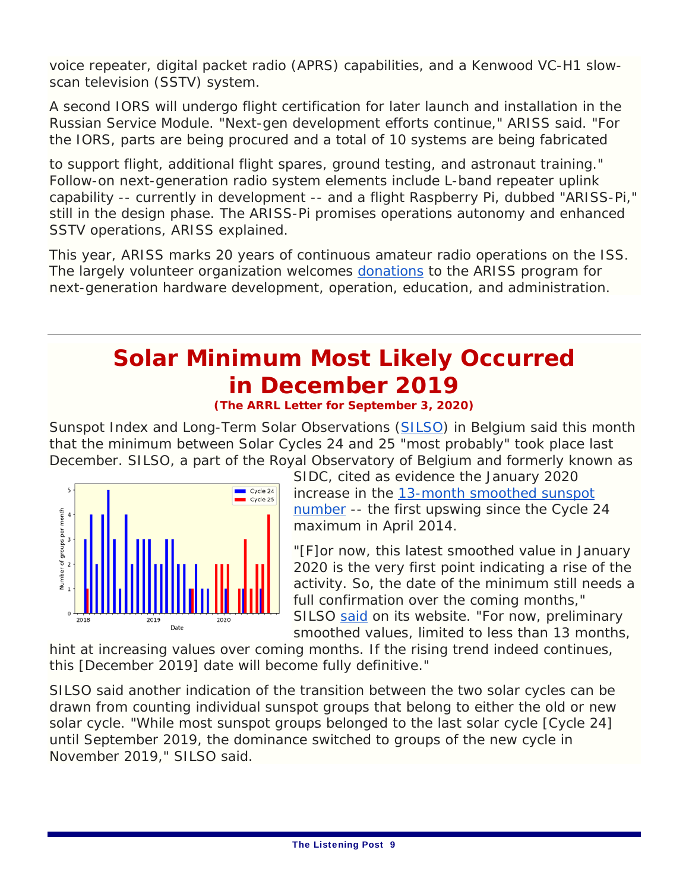voice repeater, digital packet radio (APRS) capabilities, and a Kenwood VC-H1 slow-scan television (SSTV) system.

A second IORS will undergo flight certification for later launch and installation in the Russian Service Module. "Next-gen development efforts continue," ARISS said. "For the IORS, parts are being procured and a total of 10 systems are being fabricated to support flight, additional flight spares, ground testing, and astronaut training." Follow-on next-generation radio system elements include L-band repeater uplink capability -- currently in development -- and a flight Raspberry Pi, dubbed "ARISS-Pi," still in the design phase. The ARISS-Pi promises operations autonomy and enhanced SSTV operations, ARISS explained.

This year, ARISS marks 20 years of continuous amateur radio operations on the ISS. The largely volunteer organization welcomes donations to the ARISS program for next-generation hardware development, operation, education, and administration.

---

# Solar Minimum Most Likely Occurred in December 2019

***(The ARRL Letter for September 3, 2020)***

Sunspot Index and Long-Term Solar Observations (SILSO) in Belgium said this month that the minimum between Solar Cycles 24 and 25 "most probably" took place last December. SILSO, a part of the Royal Observatory of Belgium and formerly known as SIDC, cited as evidence the January 2020 increase in the 13-month smoothed sunspot number -- the first upswing since the Cycle 24 maximum in April 2014.

"[F]or now, this latest smoothed value in January 2020 is the very first point indicating a rise of the activity. So, the date of the minimum still needs a full confirmation over the coming months," SILSO said on its website. "For now, preliminary smoothed values, limited to less than 13 months, hint at increasing values over coming months. If the rising trend indeed continues, this [December 2019] date will become fully definitive."

SILSO said another indication of the transition between the two solar cycles can be drawn from counting individual sunspot groups that belong to either the old or new solar cycle. "While most sunspot groups belonged to the last solar cycle [Cycle 24] until September 2019, the dominance switched to groups of the new cycle in November 2019," SILSO said.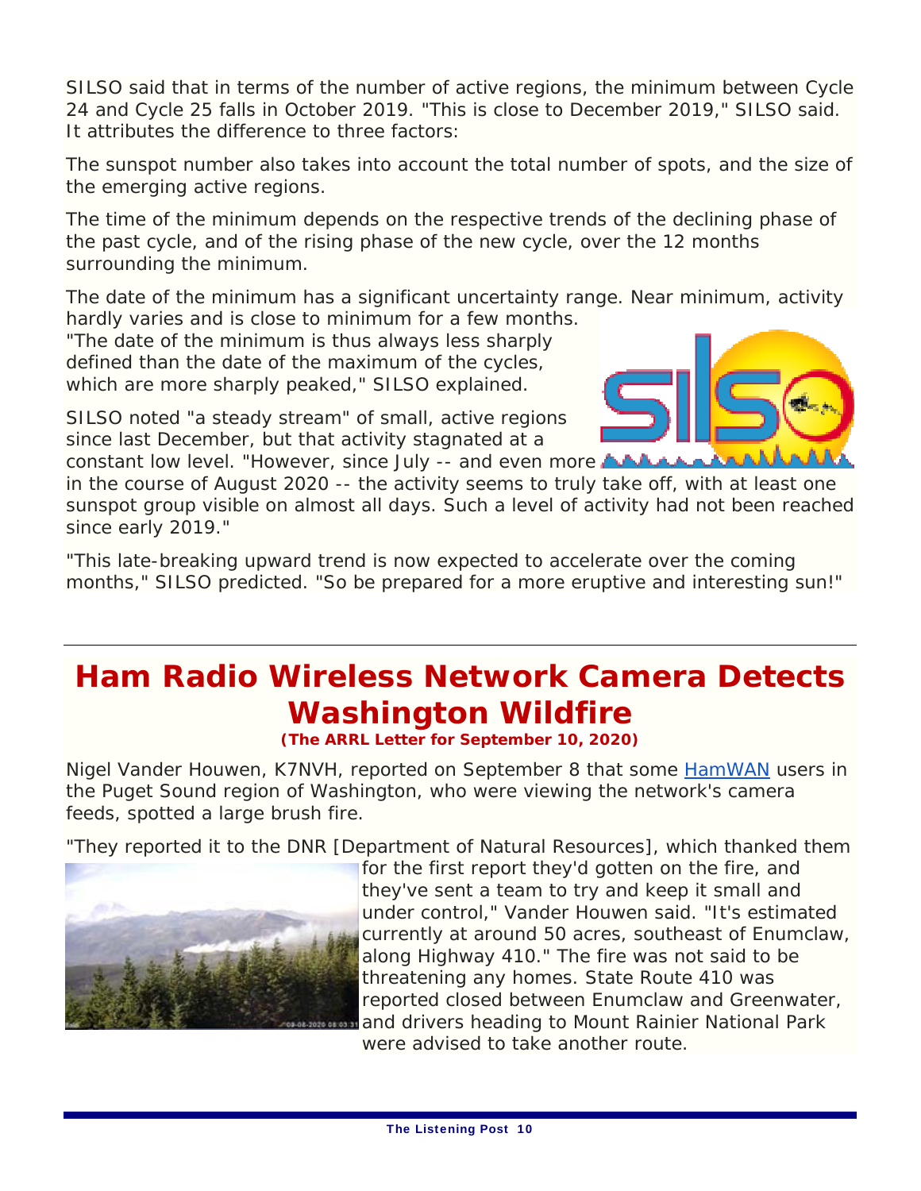SILSO said that in terms of the number of active regions, the minimum between Cycle 24 and Cycle 25 falls in October 2019. "This is close to December 2019," SILSO said. It attributes the difference to three factors:

The sunspot number also takes into account the total number of spots, and the size of the emerging active regions.

The time of the minimum depends on the respective trends of the declining phase of the past cycle, and of the rising phase of the new cycle, over the 12 months surrounding the minimum.

The date of the minimum has a significant uncertainty range. Near minimum, activity hardly varies and is close to minimum for a few months. "The date of the minimum is thus always less sharply defined than the date of the maximum of the cycles, which are more sharply peaked," SILSO explained.

SILSO noted "a steady stream" of small, active regions since last December, but that activity stagnated at a constant low level. "However, since July -- and even more in the course of August 2020 -- the activity seems to truly take off, with at least one sunspot group visible on almost all days. Such a level of activity had not been reached since early 2019."

"This late-breaking upward trend is now expected to accelerate over the coming months," SILSO predicted. "So be prepared for a more eruptive and interesting sun!"

---

# Ham Radio Wireless Network Camera Detects Washington Wildfire

**(The ARRL Letter for September 10, 2020)**

Nigel Vander Houwen, K7NVH, reported on September 8 that some HamWAN users in the Puget Sound region of Washington, who were viewing the network's camera feeds, spotted a large brush fire.

"They reported it to the DNR [Department of Natural Resources], which thanked them for the first report they'd gotten on the fire, and they've sent a team to try and keep it small and under control," Vander Houwen said. "It's estimated currently at around 50 acres, southeast of Enumclaw, along Highway 410." The fire was not said to be threatening any homes. State Route 410 was reported closed between Enumclaw and Greenwater, and drivers heading to Mount Rainier National Park were advised to take another route.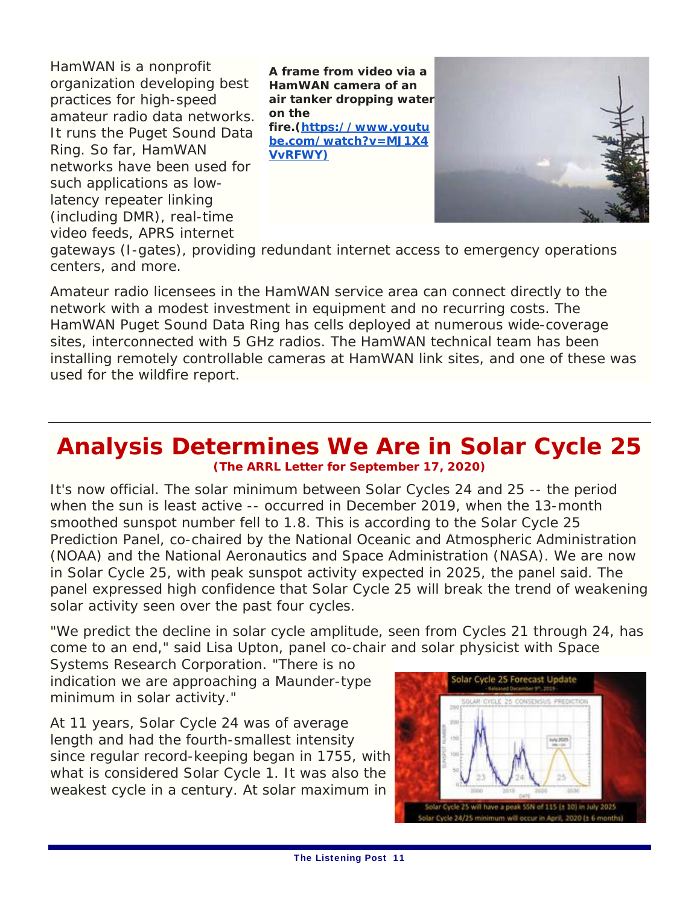HamWAN is a nonprofit organization developing best practices for high-speed amateur radio data networks. It runs the Puget Sound Data Ring. So far, HamWAN networks have been used for such applications as low-latency repeater linking (including DMR), real-time video feeds, APRS internet gateways (I-gates), providing redundant internet access to emergency operations centers, and more.

**A frame from video via a HamWAN camera of an air tanker dropping water on the fire.([https://www.youtube.com/watch?v=MJ1X4VvRFWY](https://www.youtube.com/watch?v=MJ1X4VvRFWY))**

Amateur radio licensees in the HamWAN service area can connect directly to the network with a modest investment in equipment and no recurring costs. The HamWAN Puget Sound Data Ring has cells deployed at numerous wide-coverage sites, interconnected with 5 GHz radios. The HamWAN technical team has been installing remotely controllable cameras at HamWAN link sites, and one of these was used for the wildfire report.

---

# Analysis Determines We Are in Solar Cycle 25

***(The ARRL Letter for September 17, 2020)***

It's now official. The solar minimum between Solar Cycles 24 and 25 -- the period when the sun is least active -- occurred in December 2019, when the 13-month smoothed sunspot number fell to 1.8. This is according to the Solar Cycle 25 Prediction Panel, co-chaired by the National Oceanic and Atmospheric Administration (NOAA) and the National Aeronautics and Space Administration (NASA). We are now in Solar Cycle 25, with peak sunspot activity expected in 2025, the panel said. The panel expressed high confidence that Solar Cycle 25 will break the trend of weakening solar activity seen over the past four cycles.

"We predict the decline in solar cycle amplitude, seen from Cycles 21 through 24, has come to an end," said Lisa Upton, panel co-chair and solar physicist with Space Systems Research Corporation. "There is no indication we are approaching a Maunder-type minimum in solar activity."

At 11 years, Solar Cycle 24 was of average length and had the fourth-smallest intensity since regular record-keeping began in 1755, with what is considered Solar Cycle 1. It was also the weakest cycle in a century. At solar maximum in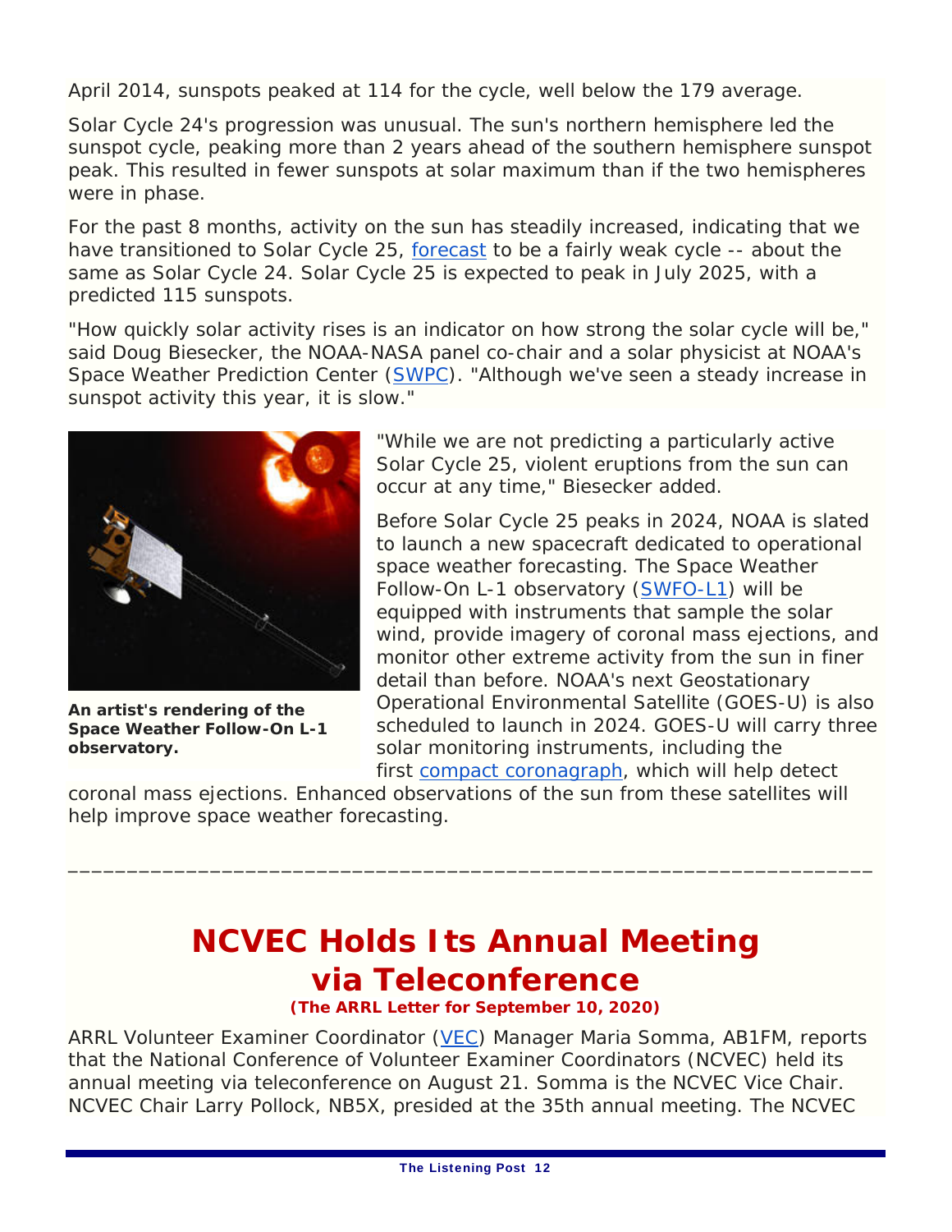April 2014, sunspots peaked at 114 for the cycle, well below the 179 average.

Solar Cycle 24's progression was unusual. The sun's northern hemisphere led the sunspot cycle, peaking more than 2 years ahead of the southern hemisphere sunspot peak. This resulted in fewer sunspots at solar maximum than if the two hemispheres were in phase.

For the past 8 months, activity on the sun has steadily increased, indicating that we have transitioned to Solar Cycle 25, forecast to be a fairly weak cycle -- about the same as Solar Cycle 24. Solar Cycle 25 is expected to peak in July 2025, with a predicted 115 sunspots.

"How quickly solar activity rises is an indicator on how strong the solar cycle will be," said Doug Biesecker, the NOAA-NASA panel co-chair and a solar physicist at NOAA's Space Weather Prediction Center (SWPC). "Although we've seen a steady increase in sunspot activity this year, it is slow."

**An artist's rendering of the Space Weather Follow-On L-1 observatory.**

"While we are not predicting a particularly active Solar Cycle 25, violent eruptions from the sun can occur at any time," Biesecker added.

Before Solar Cycle 25 peaks in 2024, NOAA is slated to launch a new spacecraft dedicated to operational space weather forecasting. The Space Weather Follow-On L-1 observatory (SWFO-L1) will be equipped with instruments that sample the solar wind, provide imagery of coronal mass ejections, and monitor other extreme activity from the sun in finer detail than before. NOAA's next Geostationary Operational Environmental Satellite (GOES-U) is also scheduled to launch in 2024. GOES-U will carry three solar monitoring instruments, including the first compact coronagraph, which will help detect coronal mass ejections. Enhanced observations of the sun from these satellites will help improve space weather forecasting.

---

# NCVEC Holds Its Annual Meeting via Teleconference

**(The ARRL Letter for September 10, 2020)**

ARRL Volunteer Examiner Coordinator (VEC) Manager Maria Somma, AB1FM, reports that the National Conference of Volunteer Examiner Coordinators (NCVEC) held its annual meeting via teleconference on August 21. Somma is the NCVEC Vice Chair. NCVEC Chair Larry Pollock, NB5X, presided at the 35th annual meeting. The NCVEC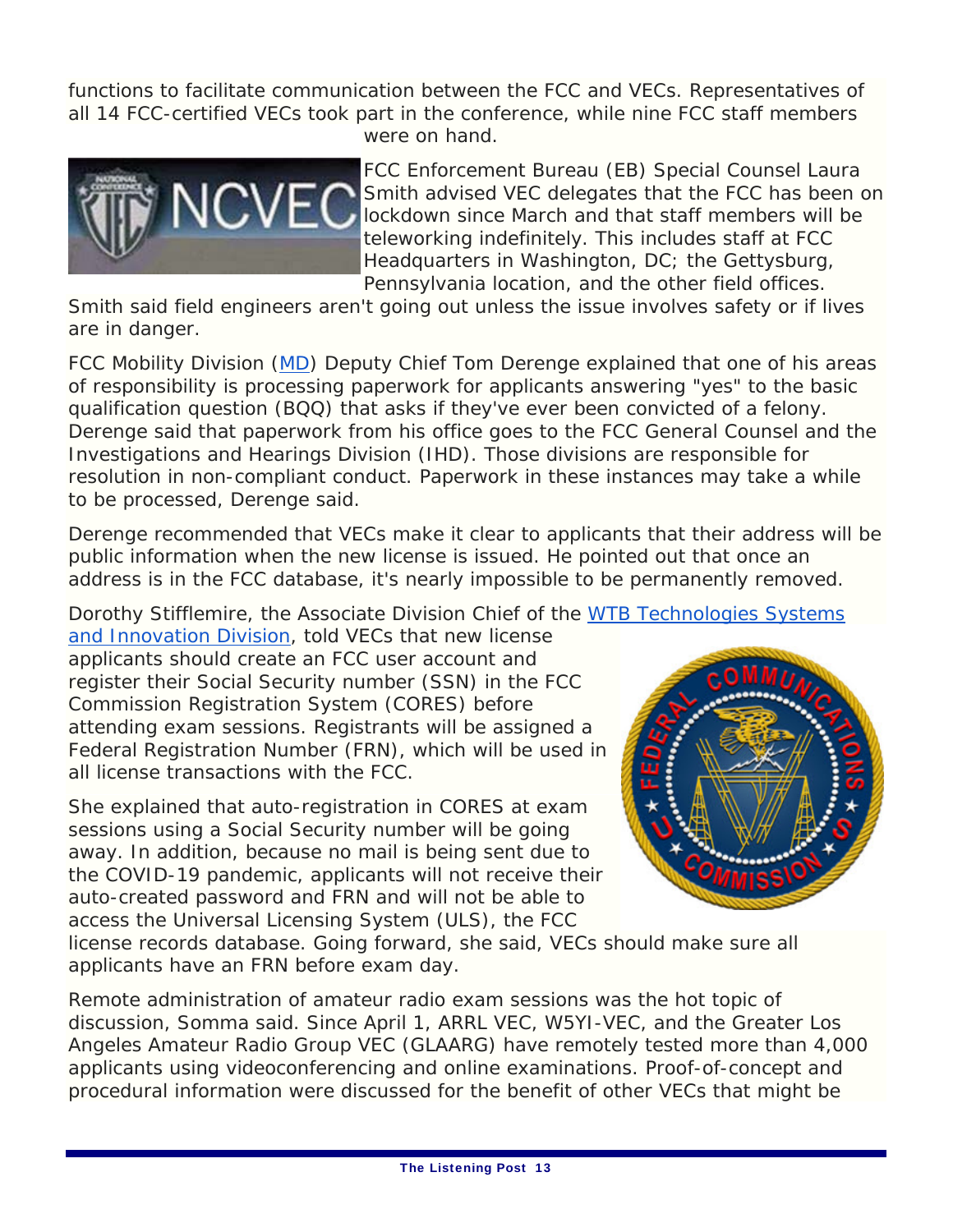functions to facilitate communication between the FCC and VECs. Representatives of all 14 FCC-certified VECs took part in the conference, while nine FCC staff members were on hand.

FCC Enforcement Bureau (EB) Special Counsel Laura Smith advised VEC delegates that the FCC has been on lockdown since March and that staff members will be teleworking indefinitely. This includes staff at FCC Headquarters in Washington, DC; the Gettysburg, Pennsylvania location, and the other field offices. Smith said field engineers aren't going out unless the issue involves safety or if lives are in danger.

FCC Mobility Division (MD) Deputy Chief Tom Derenge explained that one of his areas of responsibility is processing paperwork for applicants answering "yes" to the basic qualification question (BQQ) that asks if they've ever been convicted of a felony. Derenge said that paperwork from his office goes to the FCC General Counsel and the Investigations and Hearings Division (IHD). Those divisions are responsible for resolution in non-compliant conduct. Paperwork in these instances may take a while to be processed, Derenge said.

Derenge recommended that VECs make it clear to applicants that their address will be public information when the new license is issued. He pointed out that once an address is in the FCC database, it's nearly impossible to be permanently removed.

Dorothy Stifflemire, the Associate Division Chief of the WTB Technologies Systems and Innovation Division, told VECs that new license applicants should create an FCC user account and register their Social Security number (SSN) in the FCC Commission Registration System (CORES) before attending exam sessions. Registrants will be assigned a Federal Registration Number (FRN), which will be used in all license transactions with the FCC.

She explained that auto-registration in CORES at exam sessions using a Social Security number will be going away. In addition, because no mail is being sent due to the COVID-19 pandemic, applicants will not receive their auto-created password and FRN and will not be able to access the Universal Licensing System (ULS), the FCC license records database. Going forward, she said, VECs should make sure all applicants have an FRN before exam day.

Remote administration of amateur radio exam sessions was the hot topic of discussion, Somma said. Since April 1, ARRL VEC, W5YI-VEC, and the Greater Los Angeles Amateur Radio Group VEC (GLAARG) have remotely tested more than 4,000 applicants using videoconferencing and online examinations. Proof-of-concept and procedural information were discussed for the benefit of other VECs that might be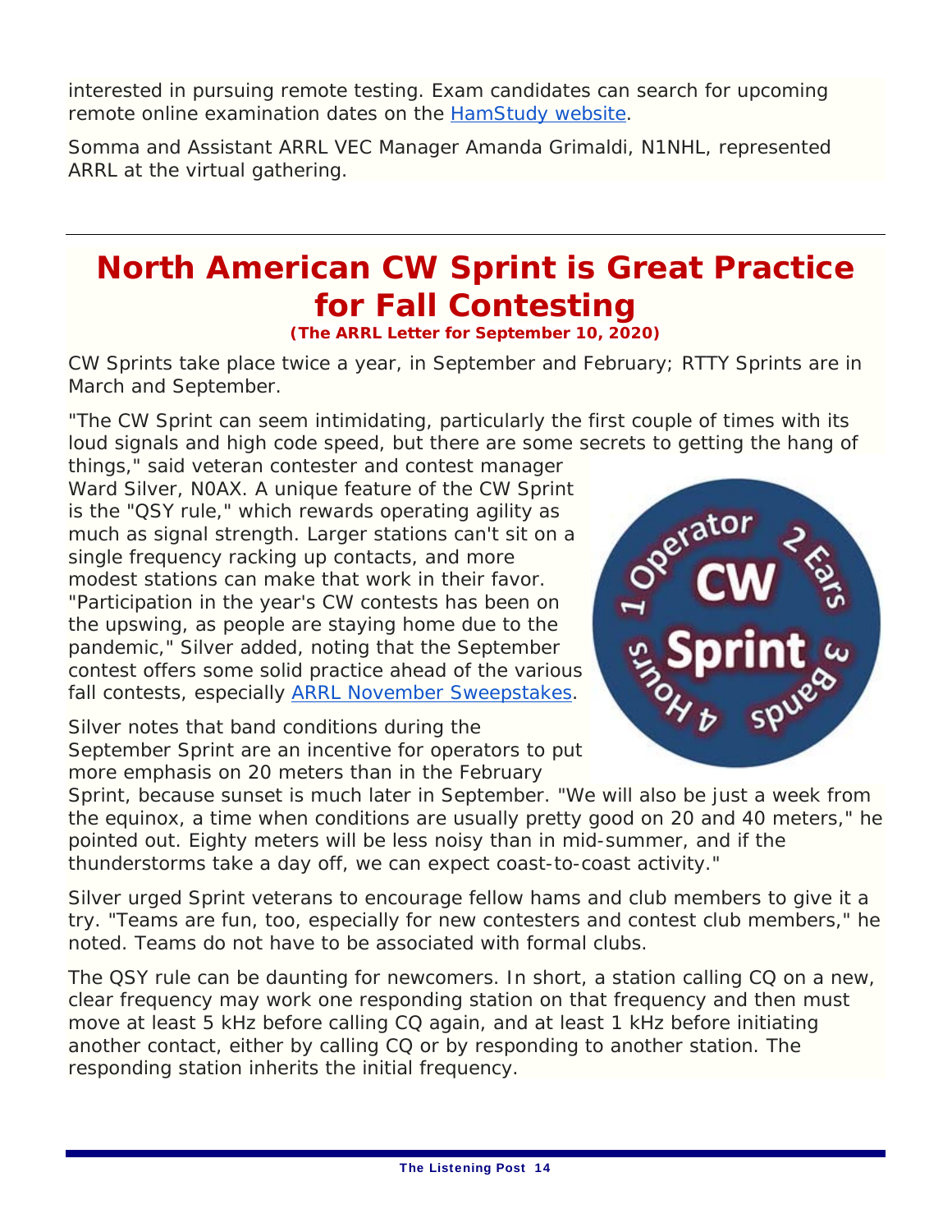interested in pursuing remote testing. Exam candidates can search for upcoming remote online examination dates on the [HamStudy website](#).

Somma and Assistant ARRL VEC Manager Amanda Grimaldi, N1NHL, represented ARRL at the virtual gathering.

---

# North American CW Sprint is Great Practice for Fall Contesting

***(The ARRL Letter for September 10, 2020)***

CW Sprints take place twice a year, in September and February; RTTY Sprints are in March and September.

"The CW Sprint can seem intimidating, particularly the first couple of times with its loud signals and high code speed, but there are some secrets to getting the hang of things," said veteran contester and contest manager Ward Silver, N0AX. A unique feature of the CW Sprint is the "QSY rule," which rewards operating agility as much as signal strength. Larger stations can't sit on a single frequency racking up contacts, and more modest stations can make that work in their favor. "Participation in the year's CW contests has been on the upswing, as people are staying home due to the pandemic," Silver added, noting that the September contest offers some solid practice ahead of the various fall contests, especially [ARRL November Sweepstakes](#).

Silver notes that band conditions during the September Sprint are an incentive for operators to put more emphasis on 20 meters than in the February Sprint, because sunset is much later in September. "We will also be just a week from the equinox, a time when conditions are usually pretty good on 20 and 40 meters," he pointed out. Eighty meters will be less noisy than in mid-summer, and if the thunderstorms take a day off, we can expect coast-to-coast activity."

Silver urged Sprint veterans to encourage fellow hams and club members to give it a try. "Teams are fun, too, especially for new contesters and contest club members," he noted. Teams do not have to be associated with formal clubs.

The QSY rule can be daunting for newcomers. In short, a station calling CQ on a new, clear frequency may work one responding station on that frequency and then must move at least 5 kHz before calling CQ again, and at least 1 kHz before initiating another contact, either by calling CQ or by responding to another station. The responding station inherits the initial frequency.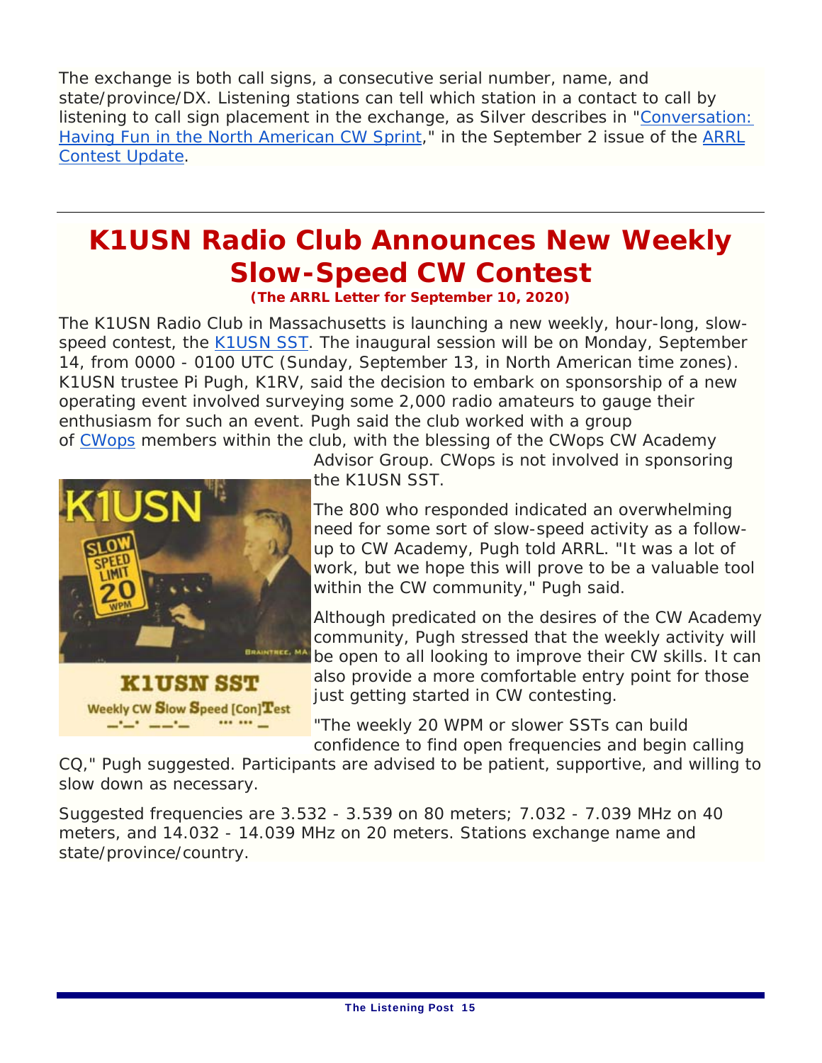The exchange is both call signs, a consecutive serial number, name, and state/province/DX. Listening stations can tell which station in a contact to call by listening to call sign placement in the exchange, as Silver describes in "Conversation: Having Fun in the North American CW Sprint," in the September 2 issue of the ARRL Contest Update.

---

# K1USN Radio Club Announces New Weekly Slow-Speed CW Contest

**(The ARRL Letter for September 10, 2020)**

The K1USN Radio Club in Massachusetts is launching a new weekly, hour-long, slow-speed contest, the K1USN SST. The inaugural session will be on Monday, September 14, from 0000 - 0100 UTC (Sunday, September 13, in North American time zones). K1USN trustee Pi Pugh, K1RV, said the decision to embark on sponsorship of a new operating event involved surveying some 2,000 radio amateurs to gauge their enthusiasm for such an event. Pugh said the club worked with a group of CWops members within the club, with the blessing of the CWops CW Academy Advisor Group. CWops is not involved in sponsoring the K1USN SST.

The 800 who responded indicated an overwhelming need for some sort of slow-speed activity as a follow-up to CW Academy, Pugh told ARRL. "It was a lot of work, but we hope this will prove to be a valuable tool within the CW community," Pugh said.

Although predicated on the desires of the CW Academy community, Pugh stressed that the weekly activity will be open to all looking to improve their CW skills. It can also provide a more comfortable entry point for those just getting started in CW contesting.

K1USN SST

Weekly CW Slow Speed [Con]Test

"The weekly 20 WPM or slower SSTs can build confidence to find open frequencies and begin calling CQ," Pugh suggested. Participants are advised to be patient, supportive, and willing to slow down as necessary.

Suggested frequencies are 3.532 - 3.539 on 80 meters; 7.032 - 7.039 MHz on 40 meters, and 14.032 - 14.039 MHz on 20 meters. Stations exchange name and state/province/country.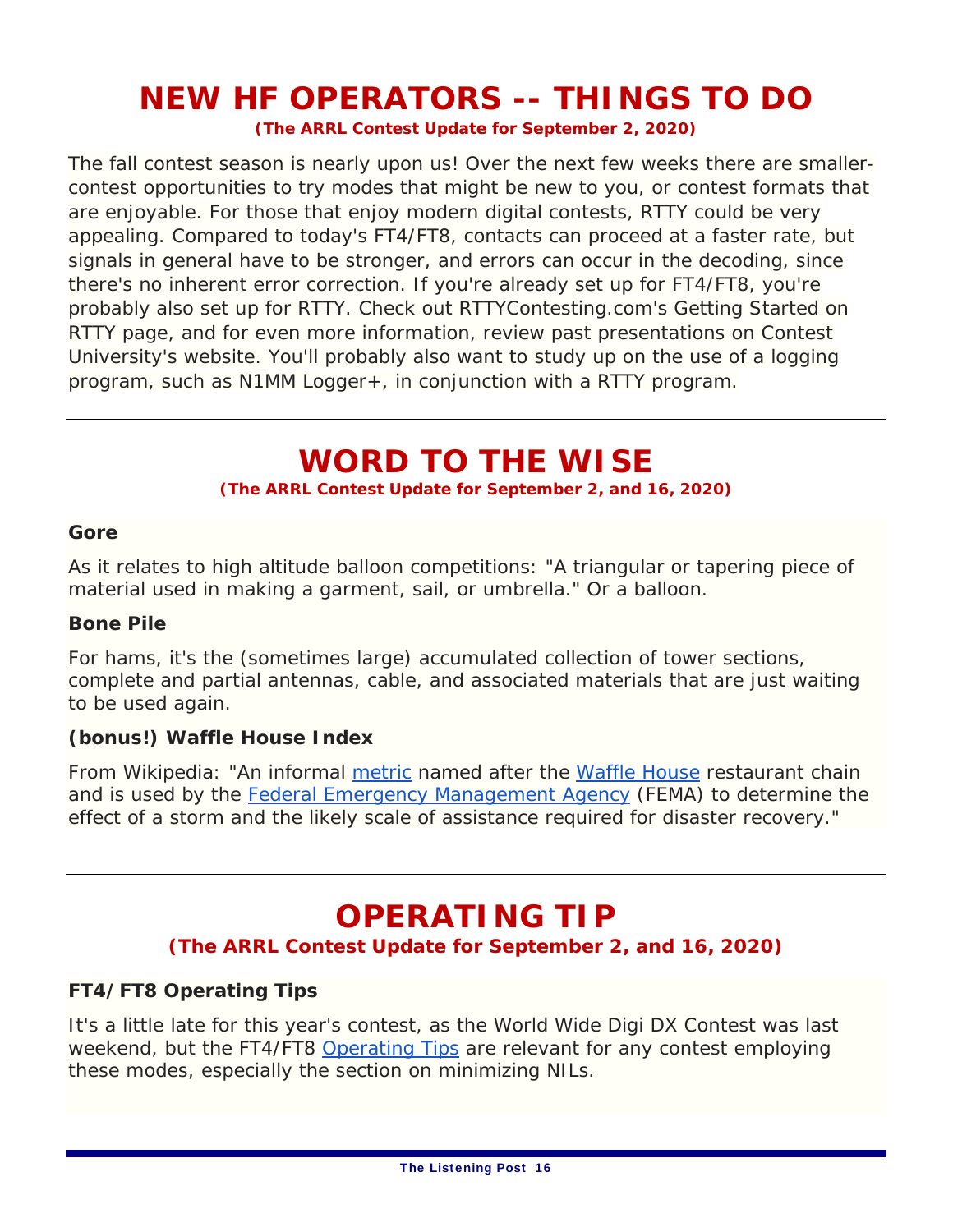# NEW HF OPERATORS -- THINGS TO DO

**(The ARRL Contest Update for September 2, 2020)**

The fall contest season is nearly upon us! Over the next few weeks there are smaller-contest opportunities to try modes that might be new to you, or contest formats that are enjoyable. For those that enjoy modern digital contests, RTTY could be very appealing. Compared to today's FT4/FT8, contacts can proceed at a faster rate, but signals in general have to be stronger, and errors can occur in the decoding, since there's no inherent error correction. If you're already set up for FT4/FT8, you're probably also set up for RTTY. Check out RTTYContesting.com's Getting Started on RTTY page, and for even more information, review past presentations on Contest University's website. You'll probably also want to study up on the use of a logging program, such as N1MM Logger+, in conjunction with a RTTY program.

---

# WORD TO THE WISE

**(The ARRL Contest Update for September 2, and 16, 2020)**

**Gore**

As it relates to high altitude balloon competitions: "A triangular or tapering piece of material used in making a garment, sail, or umbrella." Or a balloon.

**Bone Pile**

For hams, it's the (sometimes large) accumulated collection of tower sections, complete and partial antennas, cable, and associated materials that are just waiting to be used again.

**(bonus!) Waffle House Index**

From Wikipedia: "An informal metric named after the Waffle House restaurant chain and is used by the Federal Emergency Management Agency (FEMA) to determine the effect of a storm and the likely scale of assistance required for disaster recovery."

---

# OPERATING TIP

**(The ARRL Contest Update for September 2, and 16, 2020)**

**FT4/FT8 Operating Tips**

It's a little late for this year's contest, as the World Wide Digi DX Contest was last weekend, but the FT4/FT8 Operating Tips are relevant for any contest employing these modes, especially the section on minimizing NILs.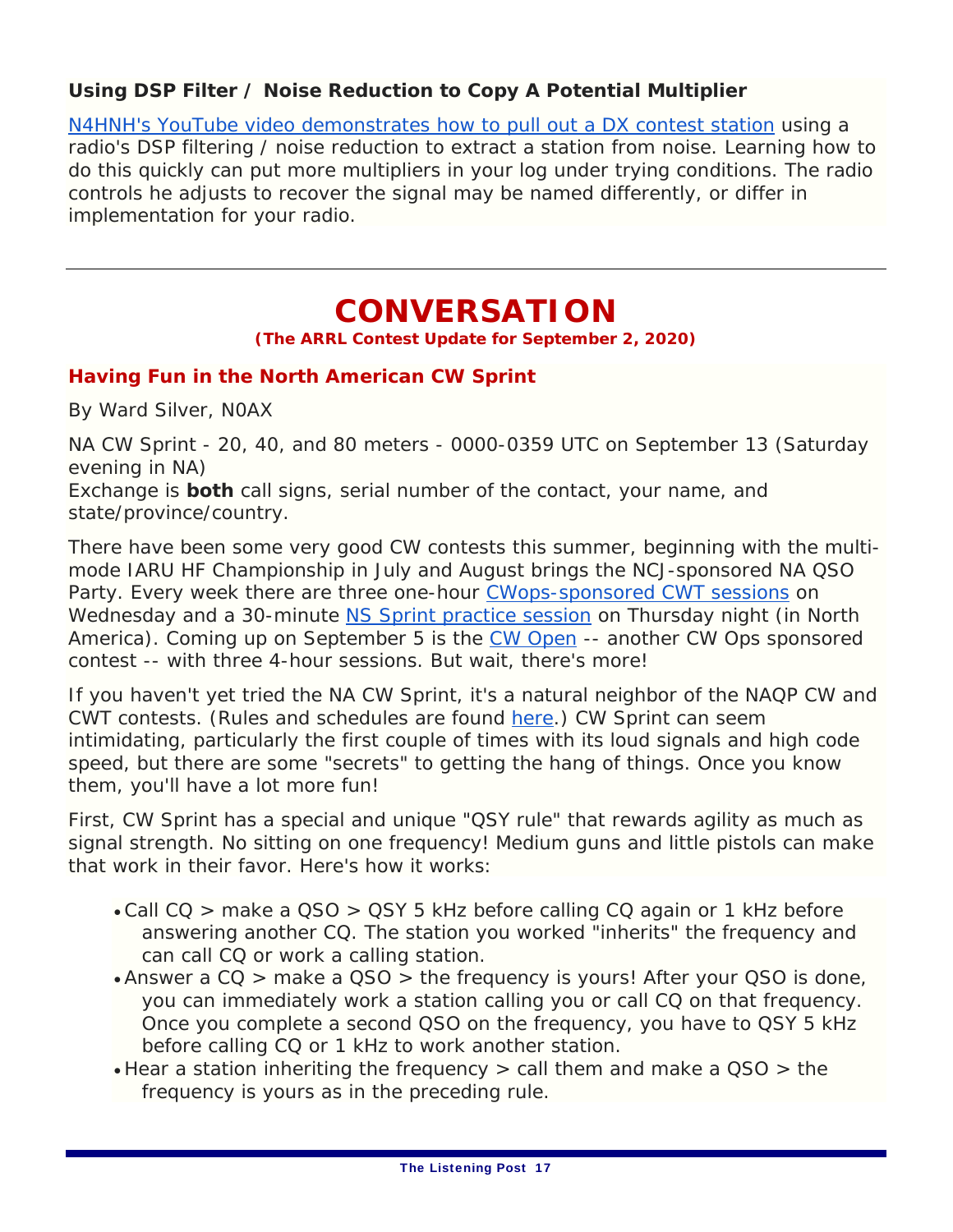### Using DSP Filter / Noise Reduction to Copy A Potential Multiplier

N4HNH's YouTube video demonstrates how to pull out a DX contest station using a radio's DSP filtering / noise reduction to extract a station from noise. Learning how to do this quickly can put more multipliers in your log under trying conditions. The radio controls he adjusts to recover the signal may be named differently, or differ in implementation for your radio.

---

# CONVERSATION

**(The ARRL Contest Update for September 2, 2020)**

### Having Fun in the North American CW Sprint

By Ward Silver, N0AX

NA CW Sprint - 20, 40, and 80 meters - 0000-0359 UTC on September 13 (Saturday evening in NA)
Exchange is **both** call signs, serial number of the contact, your name, and state/province/country.

There have been some very good CW contests this summer, beginning with the multi-mode IARU HF Championship in July and August brings the NCJ-sponsored NA QSO Party. Every week there are three one-hour CWops-sponsored CWT sessions on Wednesday and a 30-minute NS Sprint practice session on Thursday night (in North America). Coming up on September 5 is the CW Open -- another CW Ops sponsored contest -- with three 4-hour sessions. But wait, there's more!

If you haven't yet tried the NA CW Sprint, it's a natural neighbor of the NAQP CW and CWT contests. (Rules and schedules are found here.) CW Sprint can seem intimidating, particularly the first couple of times with its loud signals and high code speed, but there are some "secrets" to getting the hang of things. Once you know them, you'll have a lot more fun!

First, CW Sprint has a special and unique "QSY rule" that rewards agility as much as signal strength. No sitting on one frequency! Medium guns and little pistols can make that work in their favor. Here's how it works:

- Call CQ > make a QSO > QSY 5 kHz before calling CQ again or 1 kHz before answering another CQ. The station you worked "inherits" the frequency and can call CQ or work a calling station.
- Answer a CQ > make a QSO > the frequency is yours! After your QSO is done, you can immediately work a station calling you or call CQ on that frequency. Once you complete a second QSO on the frequency, you have to QSY 5 kHz before calling CQ or 1 kHz to work another station.
- Hear a station inheriting the frequency > call them and make a QSO > the frequency is yours as in the preceding rule.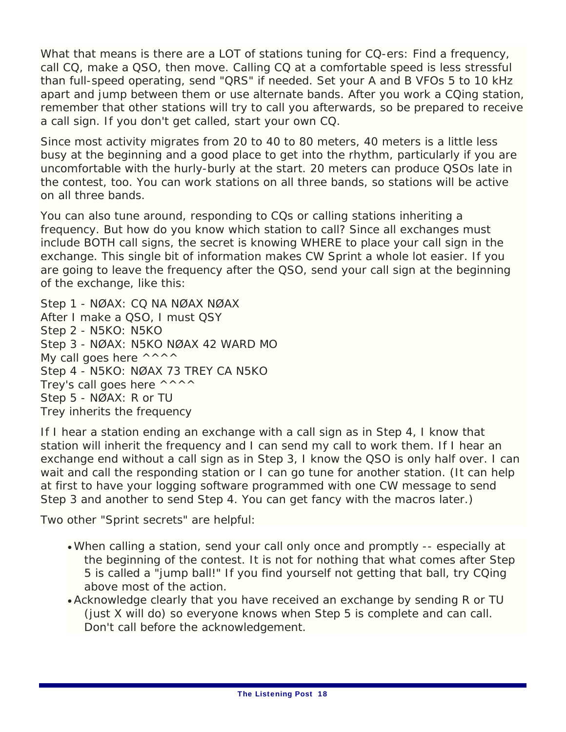What that means is there are a LOT of stations tuning for CQ-ers: Find a frequency, call CQ, make a QSO, then move. Calling CQ at a comfortable speed is less stressful than full-speed operating, send "QRS" if needed. Set your A and B VFOs 5 to 10 kHz apart and jump between them or use alternate bands. After you work a CQing station, remember that other stations will try to call you afterwards, so be prepared to receive a call sign. If you don't get called, start your own CQ.

Since most activity migrates from 20 to 40 to 80 meters, 40 meters is a little less busy at the beginning and a good place to get into the rhythm, particularly if you are uncomfortable with the hurly-burly at the start. 20 meters can produce QSOs late in the contest, too. You can work stations on all three bands, so stations will be active on all three bands.

You can also tune around, responding to CQs or calling stations inheriting a frequency. But how do you know which station to call? Since all exchanges must include BOTH call signs, the secret is knowing WHERE to place your call sign in the exchange. This single bit of information makes CW Sprint a whole lot easier. If you are going to leave the frequency after the QSO, send your call sign at the beginning of the exchange, like this:

Step 1 - NØAX: CQ NA NØAX NØAX
After I make a QSO, I must QSY
Step 2 - N5KO: N5KO
Step 3 - NØAX: N5KO NØAX 42 WARD MO
My call goes here ^^^^
Step 4 - N5KO: NØAX 73 TREY CA N5KO
Trey's call goes here ^^^^
Step 5 - NØAX: R or TU
Trey inherits the frequency

If I hear a station ending an exchange with a call sign as in Step 4, I know that station will inherit the frequency and I can send my call to work them. If I hear an exchange end without a call sign as in Step 3, I know the QSO is only half over. I can wait and call the responding station or I can go tune for another station. (It can help at first to have your logging software programmed with one CW message to send Step 3 and another to send Step 4. You can get fancy with the macros later.)

Two other "Sprint secrets" are helpful:

- When calling a station, send your call only once and promptly -- especially at the beginning of the contest. It is not for nothing that what comes after Step 5 is called a "jump ball!" If you find yourself not getting that ball, try CQing above most of the action.
- Acknowledge clearly that you have received an exchange by sending R or TU (just X will do) so everyone knows when Step 5 is complete and can call. Don't call before the acknowledgement.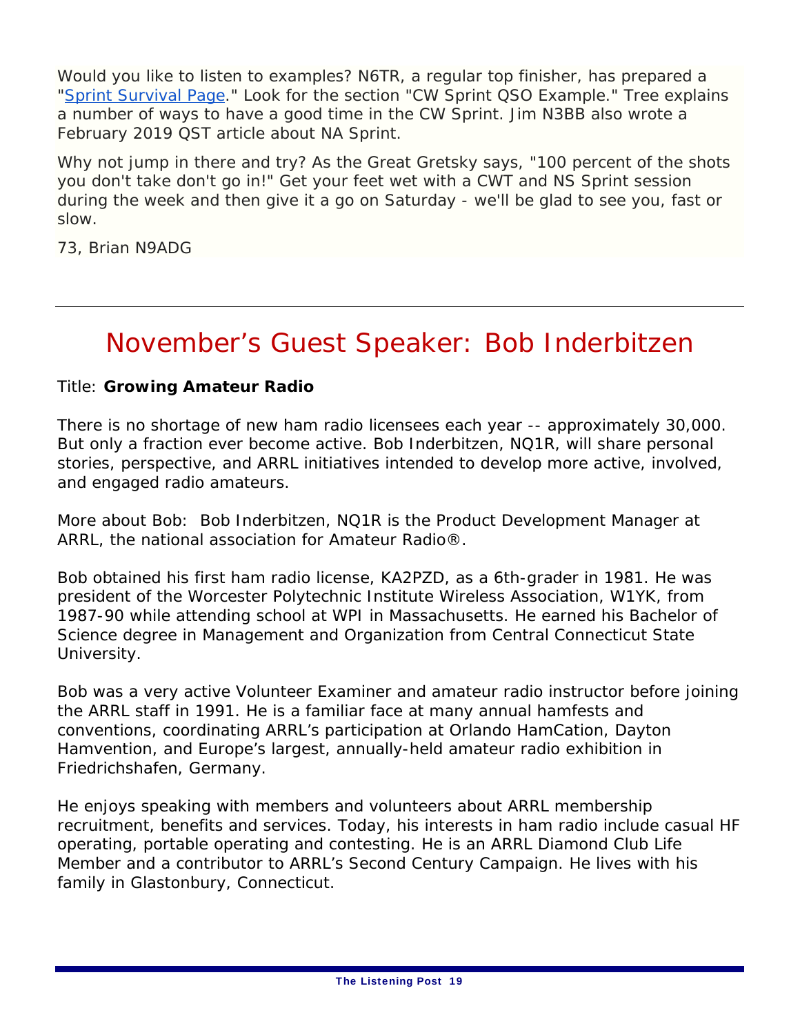Would you like to listen to examples? N6TR, a regular top finisher, has prepared a "[Sprint Survival Page](#)." Look for the section "CW Sprint QSO Example." Tree explains a number of ways to have a good time in the CW Sprint. Jim N3BB also wrote a February 2019 QST article about NA Sprint.

Why not jump in there and try? As the Great Gretsky says, "100 percent of the shots you don't take don't go in!" Get your feet wet with a CWT and NS Sprint session during the week and then give it a go on Saturday - we'll be glad to see you, fast or slow.

73, Brian N9ADG

---

# November's Guest Speaker: Bob Inderbitzen

Title: **Growing Amateur Radio**

There is no shortage of new ham radio licensees each year -- approximately 30,000. But only a fraction ever become active. Bob Inderbitzen, NQ1R, will share personal stories, perspective, and ARRL initiatives intended to develop more active, involved, and engaged radio amateurs.

More about Bob: Bob Inderbitzen, NQ1R is the Product Development Manager at ARRL, the national association for Amateur Radio®.

Bob obtained his first ham radio license, KA2PZD, as a 6th-grader in 1981. He was president of the Worcester Polytechnic Institute Wireless Association, W1YK, from 1987-90 while attending school at WPI in Massachusetts. He earned his Bachelor of Science degree in Management and Organization from Central Connecticut State University.

Bob was a very active Volunteer Examiner and amateur radio instructor before joining the ARRL staff in 1991. He is a familiar face at many annual hamfests and conventions, coordinating ARRL's participation at Orlando HamCation, Dayton Hamvention, and Europe's largest, annually-held amateur radio exhibition in Friedrichshafen, Germany.

He enjoys speaking with members and volunteers about ARRL membership recruitment, benefits and services. Today, his interests in ham radio include casual HF operating, portable operating and contesting. He is an ARRL Diamond Club Life Member and a contributor to ARRL's Second Century Campaign. He lives with his family in Glastonbury, Connecticut.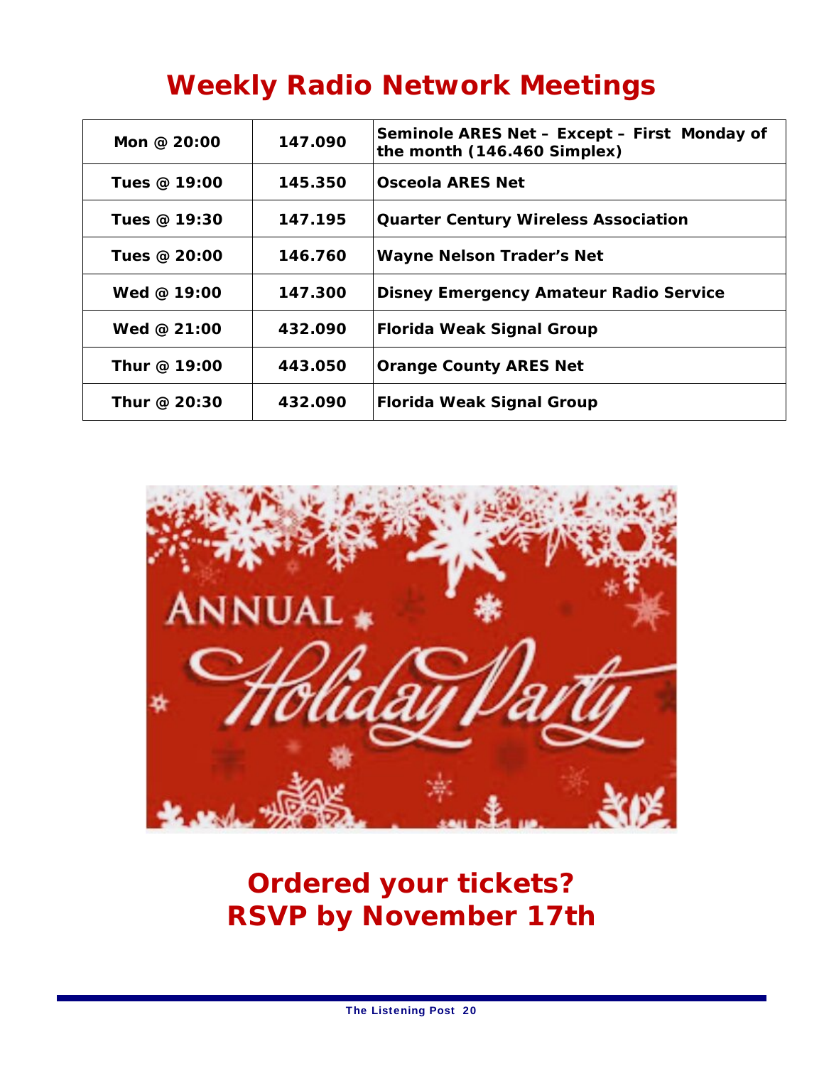# Weekly Radio Network Meetings

| | | |
|---|---|---|
| Mon @ 20:00 | 147.090 | Seminole ARES Net – Except – First Monday of the month (146.460 Simplex) |
| Tues @ 19:00 | 145.350 | Osceola ARES Net |
| Tues @ 19:30 | 147.195 | Quarter Century Wireless Association |
| Tues @ 20:00 | 146.760 | Wayne Nelson Trader's Net |
| Wed @ 19:00 | 147.300 | Disney Emergency Amateur Radio Service |
| Wed @ 21:00 | 432.090 | Florida Weak Signal Group |
| Thur @ 19:00 | 443.050 | Orange County ARES Net |
| Thur @ 20:30 | 432.090 | Florida Weak Signal Group |

ANNUAL Holiday Party

## Ordered your tickets?
## RSVP by November 17th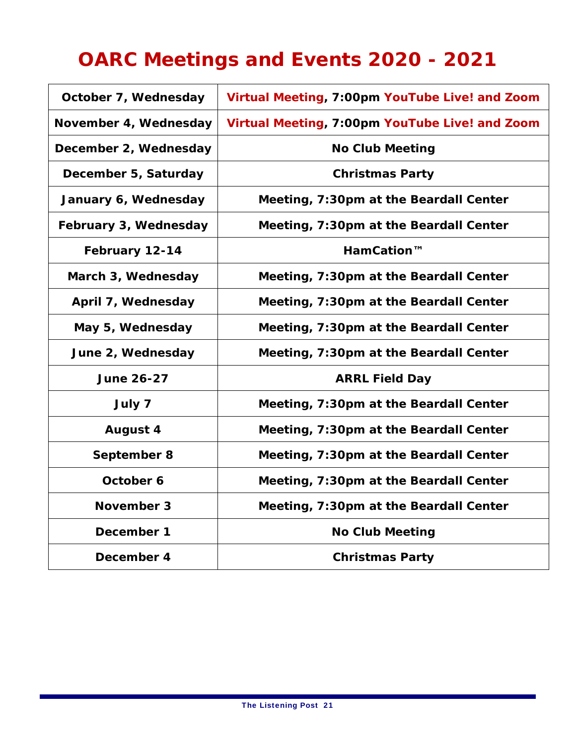# OARC Meetings and Events 2020 - 2021

| | |
|---|---|
| October 7, Wednesday | Virtual Meeting, 7:00pm YouTube Live! and Zoom |
| November 4, Wednesday | Virtual Meeting, 7:00pm YouTube Live! and Zoom |
| December 2, Wednesday | No Club Meeting |
| December 5, Saturday | Christmas Party |
| January 6, Wednesday | Meeting, 7:30pm at the Beardall Center |
| February 3, Wednesday | Meeting, 7:30pm at the Beardall Center |
| February 12-14 | HamCation™ |
| March 3, Wednesday | Meeting, 7:30pm at the Beardall Center |
| April 7, Wednesday | Meeting, 7:30pm at the Beardall Center |
| May 5, Wednesday | Meeting, 7:30pm at the Beardall Center |
| June 2, Wednesday | Meeting, 7:30pm at the Beardall Center |
| June 26-27 | ARRL Field Day |
| July 7 | Meeting, 7:30pm at the Beardall Center |
| August 4 | Meeting, 7:30pm at the Beardall Center |
| September 8 | Meeting, 7:30pm at the Beardall Center |
| October 6 | Meeting, 7:30pm at the Beardall Center |
| November 3 | Meeting, 7:30pm at the Beardall Center |
| December 1 | No Club Meeting |
| December 4 | Christmas Party |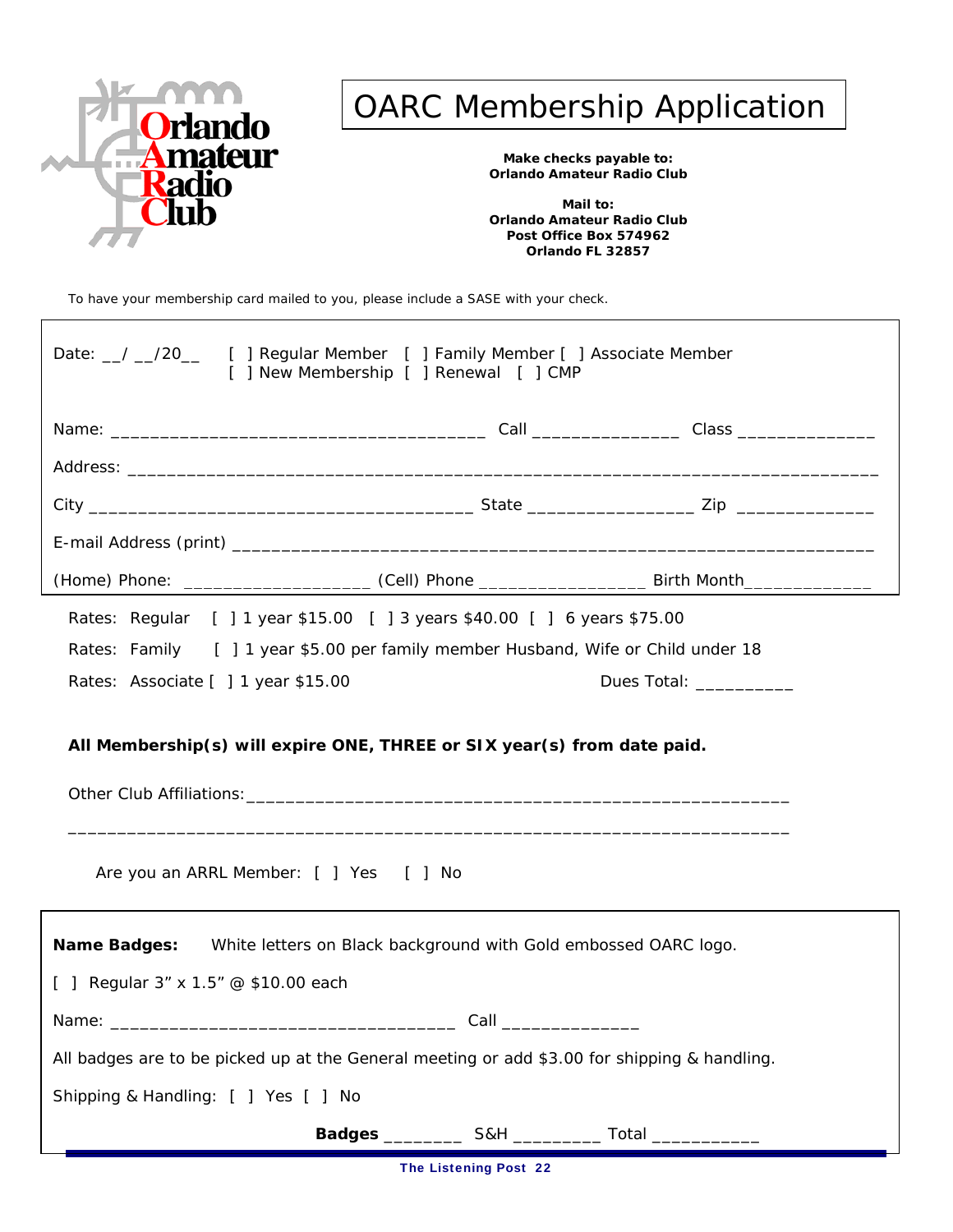Orlando Amateur Radio Club

# OARC Membership Application

**Make checks payable to:**
**Orlando Amateur Radio Club**

**Mail to:**
**Orlando Amateur Radio Club**
**Post Office Box 574962**
**Orlando FL 32857**

To have your membership card mailed to you, please include a SASE with your check.

Date: __/ __/20__ [ ] Regular Member [ ] Family Member [ ] Associate Member
[ ] New Membership [ ] Renewal [ ] CMP

Name: ______________________________________ Call _______________ Class ______________

Address: ____________________________________________________________________________

City _______________________________________ State _________________ Zip ______________

E-mail Address (print) ______________________________________________________________

(Home) Phone: ___________________ (Cell) Phone _________________ Birth Month_____________

Rates: Regular [ ] 1 year $15.00 [ ] 3 years $40.00 [ ] 6 years $75.00

Rates: Family [ ] 1 year $5.00 per family member Husband, Wife or Child under 18

Rates: Associate [ ] 1 year $15.00 Dues Total: __________

**All Membership(s) will expire ONE, THREE or SIX year(s) from date paid.**

Other Club Affiliations:________________________________________________________

_______________________________________________________________________________

Are you an ARRL Member: [ ] Yes [ ] No

**Name Badges:** White letters on Black background with Gold embossed OARC logo.

[ ] Regular 3" x 1.5" @ $10.00 each

Name: ___________________________________ Call ______________

All badges are to be picked up at the General meeting or add $3.00 for shipping & handling.

Shipping & Handling: [ ] Yes [ ] No

**Badges** ________ S&H _________ Total ___________